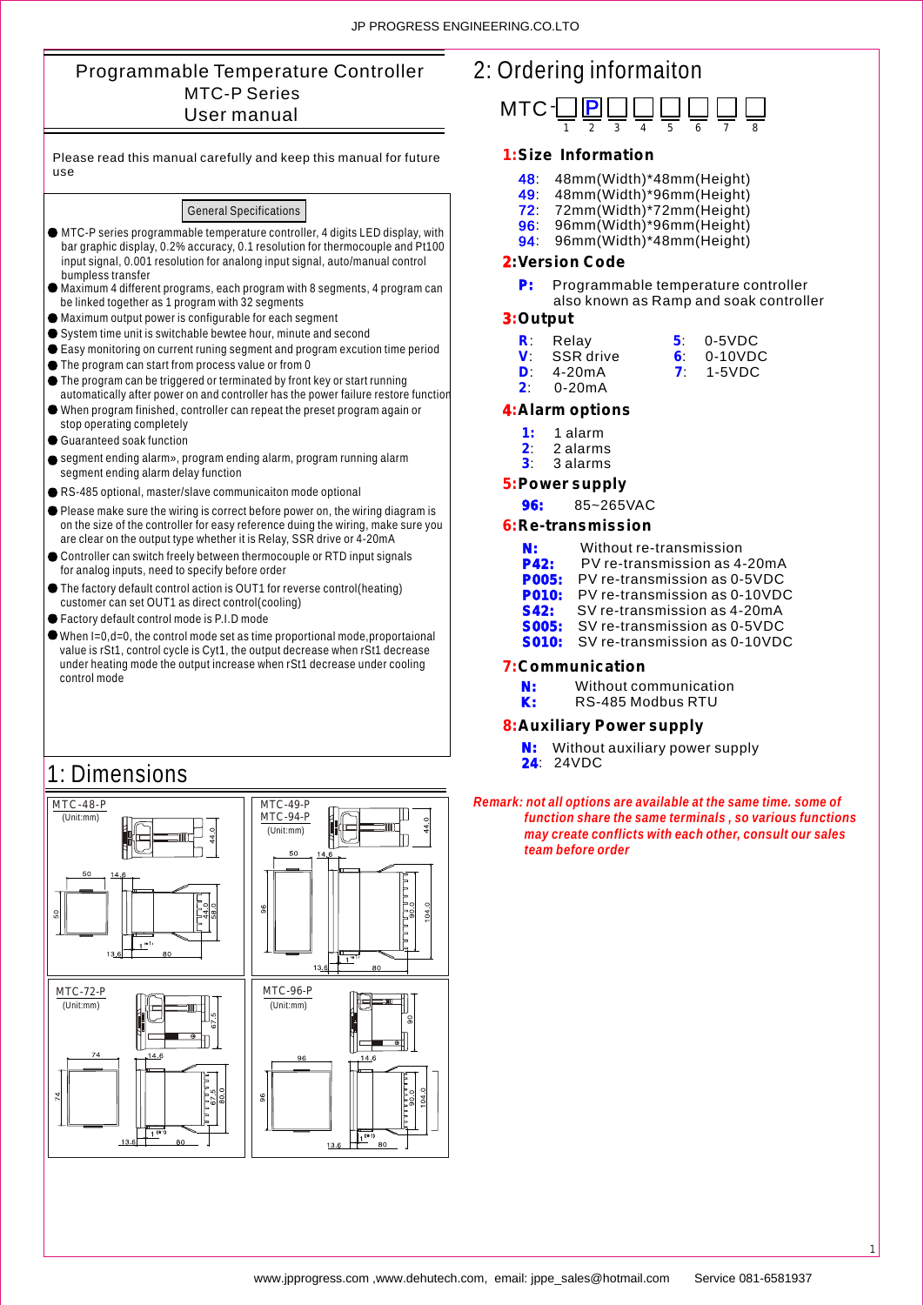# Programmable Temperature Controller
## MTC-P Series
## User manual

Please read this manual carefully and keep this manual for future use

### General Specifications

- MTC-P series programmable temperature controller, 4 digits LED display, with bar graphic display, 0.2% accuracy, 0.1 resolution for thermocouple and Pt100 input signal, 0.001 resolution for analong input signal, auto/manual control bumpless transfer
- Maximum 4 different programs, each program with 8 segments, 4 program can be linked together as 1 program with 32 segments
- Maximum output power is configurable for each segment
- System time unit is switchable bewtee hour, minute and second
- Easy monitoring on current runing segment and program excution time period
- The program can start from process value or from 0
- The program can be triggered or terminated by front key or start running automatically after power on and controller has the power failure restore function
- When program finished, controller can repeat the preset program again or stop operating completely
- Guaranteed soak function
- segment ending alarm», program ending alarm, program running alarm segment ending alarm delay function
- RS-485 optional, master/slave communicaiton mode optional
- Please make sure the wiring is correct before power on, the wiring diagram is on the size of the controller for easy reference duing the wiring, make sure you are clear on the output type whether it is Relay, SSR drive or 4-20mA
- Controller can switch freely between thermocouple or RTD input signals for analog inputs, need to specify before order
- The factory default control action is OUT1 for reverse control(heating) customer can set OUT1 as direct control(cooling)
- Factory default control mode is P.I.D mode
- When I=0,d=0, the control mode set as time proportional mode,proportaional value is rSt1, control cycle is Cyt1, the output decrease when rSt1 decrease under heating mode the output increase when rSt1 decrease under cooling control mode

## 1: Dimensions

MTC-48-P
(Unit:mm)
44.0
50
14.6
50
44.0
58.0
1 (*1)
13.6
80

MTC-49-P
MTC-94-P
(Unit:mm)
44.0
50
14.6
96
90.0
104.0
1 (*1)
13.6
80

MTC-72-P
(Unit:mm)
67.5
74
14.6
74
67.5
80.0
1 (*1)
13.6
80

MTC-96-P
(Unit:mm)
90
96
14.6
96
90.0
104.0
1 (*1)
13.6
80

## 2: Ordering informaiton

MTC-☐ **P** ☐ ☐ ☐ ☐ ☐ ☐
1 2 3 4 5 6 7 8

### 1:Size Information

- **48**: 48mm(Width)*48mm(Height)
- **49**: 48mm(Width)*96mm(Height)
- **72**: 72mm(Width)*72mm(Height)
- **96**: 96mm(Width)*96mm(Height)
- **94**: 96mm(Width)*48mm(Height)

### 2:Version Code

- **P:** Programmable temperature controller also known as Ramp and soak controller

### 3:Output

- **R**: Relay
- **V**: SSR drive
- **D**: 4-20mA
- **2**: 0-20mA
- **5**: 0-5VDC
- **6**: 0-10VDC
- **7**: 1-5VDC

### 4:Alarm options

- **1:** 1 alarm
- **2**: 2 alarms
- **3**: 3 alarms

### 5:Power supply

- **96:** 85~265VAC

### 6:Re-transmission

- **N:** Without re-transmission
- **P42:** PV re-transmission as 4-20mA
- **P005:** PV re-transmission as 0-5VDC
- **P010:** PV re-transmission as 0-10VDC
- **S42:** SV re-transmission as 4-20mA
- **S005:** SV re-transmission as 0-5VDC
- **S010:** SV re-transmission as 0-10VDC

### 7:Communication

- **N:** Without communication
- **K:** RS-485 Modbus RTU

### 8:Auxiliary Power supply

- **N:** Without auxiliary power supply
- **24**: 24VDC

***Remark: not all options are available at the same time. some of function share the same terminals , so various functions may create conflicts with each other, consult our sales team before order***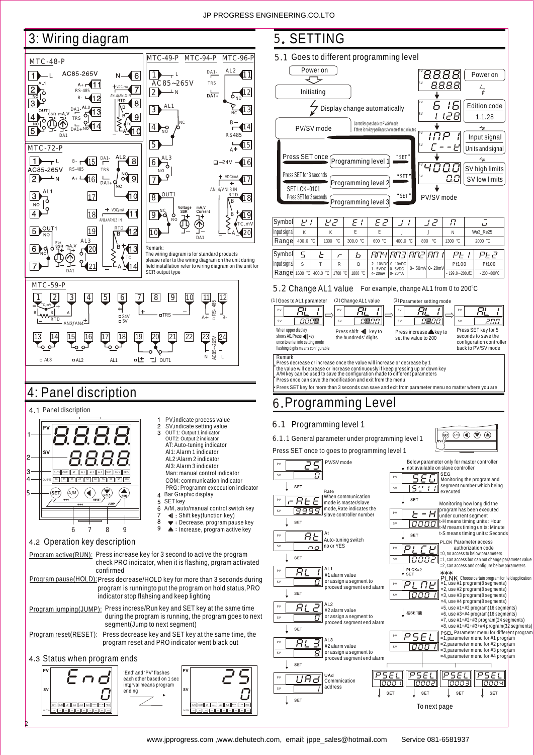# 3: Wiring diagram

MTC-48-P

1 L AC85-265V N 6
AL1 A+ 11 RS-485 B- 12
NO
OUT1 SSR mA,V DA1- AL2 13 TRS DA1+ NO 14 DA1
+VDC,mA 7 ANL4/ANL3 IN RTD 8 B 9 TC A 10

MTC-49-P MTC-94-P MTC-96-P

1 L AC85~265V 2 N
3 AL1 4 NO
5
6 AL3 NO
7
8 OUT1
9 NC NO
10
Voltage SSR / mA,V Current DA1
DA1- AL2 11 TRS DA1+ NO 12 NC 13 B- 14 RS485 A+ 15 +24V 16 + VDC/mA 17 ANL4/ANL3 IN RTD 18 B 19 TC,mV A 20

Remark:
The wiring diagram is for standard products please refer to the wiring diagram on the unit during field installation refer to wiring diagram on the unit for SCR output type

MTC-72-P

1 L AC85-265V 2 N
3 AL1 NO
4
5 OUT1 NO
6 NC For SSR mA,V
7 DA1
B- 15 RS-485 A+ 16 DA1- AL2 8 TRS DA1+ NO 9 NC 17 10 + VDC/mA 18 ANL4/ANL3 IN 11 RTD 19 B 12 AL3 20 13 TC 21 A 14

MTC-59-P

1 2 3 4 5 6 7 8 9 10 11 12
TC,mV B RTD A AN3/AN4 24V 5V TRS A+ RS-485 B-
13 14 15 16 17 18 19 20 21 22 23 24
AL3 AL2 AL1 OUT1 N AC85~265V L

# 4: Panel discription

## 4.1 Panel discription

1. PV,indicate process value
2. SV,indicate setting value
3. OUT 1: Output 1 indicator
   OUT2: Output 2 indicator
   AT: Auto-tuning indicator
   AI1: Alarm 1 indicator
   AL2:Alarm 2 indicator
   AI3: Alarm 3 indicator
   Man: manual control indicator
   COM: communication indicator
   PRG: Programm excecution indicator
4. Bar Graphic display
5. SET key
6. A/M, auto/manual control switch key
7. ◀: Shift key(function key)
8. ▼: Decrease, program pause key
9. ▲: Increase, program active key

## 4.2 Operation key description

Program active(RUN): Press increase key for 3 second to active the program check PRO indicator, when it is flashing, prgram activated confirmed

Program pause(HOLD): Press decrease/HOLD key for more than 3 seconds during program is runningto put the program on hold status,PRO indicator stop flahsing and keep lighting

Program jumping(JUMP): Press increse/Run key and SET key at the same time during the program is running, the program goes to next segment(Jump to next segment)

Program reset(RESET): Press decrease key and SET key at the same time, the program reset and PRO indicator went black out

## 4.3 Status when program ends

PV End SV 0 — 'End' and 'PV' flashes each other based on 1 sec interval means program ending — PV 25 SV 0

# 5. SETTING

## 5.1 Goes to different programming level

Power on → Initiating → Display change automatically → PV/SV mode

Controller goes back to PV/SV mode if there is no keypad inputs for more than 1 minutes

Press SET once → "SET" → Programming level 1
Press SET for 3 seconds → "SET" → Programming level 2
SET LCK=0101 Press SET for 3 seconds → "SET" → Programming level 3

PV 8.8.8.8 SV 8.8.8.8 — Power on
PV 6 16 SV 1.128 — Edition code 1.1.28
PV INP 1 SV C--E — Input signal; Units and signal
PV 400.0 SV 0.0 — SV high limits; SV low limits
PV/SV mode

| Symbol | K1 | K2 | E1 | E2 | J1 | J2 | N | U |
|---|---|---|---|---|---|---|---|---|
| Input signal | K | K | E | E | J | J | N | Wu3_Re25 |
| Range | 400.0 ℃ | 1300 ℃ | 300.0 ℃ | 600 ℃ | 400.0 ℃ | 800 ℃ | 1300 ℃ | 2000 ℃ |

| Symbol | S | T | R | B | AN4 | AN3 | AN2 | AN1 | Pt1 | Pt2 |
|---|---|---|---|---|---|---|---|---|---|---|
| Input signal | S | T | R | B | 2- 10VDC 1- 5VDC 4- 20mA | 0- 10VDC 0- 5VDC 0- 20mA | 0- 50mV | 0- 20mV | Pt100 | Pt100 |
| Range | 1600 ℃ | 400.0 ℃ | 1700 ℃ | 1800 ℃ | | | | | - 199.9~200.0℃ | - 200~800℃ |

## 5.2 Change AL1 value For example, change AL1 from 0 to 200°C

(1) Goes to AL1 parameter — PV AL 1 SV 0000 — When upper display shows Al1 Press ◀ key once to enter into setting mode flashing digits means configurable

(2) Change AL1 value — PV AL 1 SV 0000 — Press shift ◀ key to the hundreds' digits

(3) Parameter setting mode — PV AL 1 SV 0200 — Press increase ▲ key to set the value to 200

PV AL 1 SV 200 — Press SET key for 5 seconds to save the configuration controller back to PV/SV mode

Remark
* Press decrease or increase once the value will increase or decrease by 1 the value will decrease or increase continuously if keep pressing up or down key A/M key can be used to save the configuration made to different parameters
* Press once can save the modification and exit from the menu
* Press SET key for more than 3 seconds can save and exit from parameter menu no matter where you are

# 6. Programming Level

## 6.1 Programming level 1

### 6.1.1 General parameter under programming level 1

Press SET once to goes to programming level 1

- PV 25 SV 0 — PV/SV mode
- SET → PV rAtE SV 9999 — Rate: When communication mode is master/slave mode,Rate indicates the slave controller number
- SET → PV At SV no — At: Auto-tuning switch no or YES
- SET → PV AL 1 SV 0 — AL1: #1 alarm value or assign a segment to proceed segment end alarm
- SET → PV AL 2 SV 0 — AL2: #2 alarm value or assign a segment to proceed segment end alarm
- SET → PV AL 3 SV 8 — AL3: #2 alarm value or assign a segment to proceed segment end alarm
- SET → PV UAd SV 1 — UAd: Commnication address
- SET

Below parameter only for master controller not available on slave controller

- PV SEG SV 5'1 — SEG: Monitoring the program and segment number which being executed
- SET → PV t-H SV 0000 — Monitoring how long did the program has been executed under current segment; t-H means timing units : Hour; t-M means timing units: Minute; t-S means timing units: Seconds
- SET → PV PLCK SV 0002 — PLCK Parameter access authorization code: =0, no access to below parameters; =1, can access but can not change parameter value; =2, can access and configure below parameters
- PLCK=2 SET → PV PLNK SV 0001 — PLNK Choose certain program for field application: =1, use #1 program(8 segments); =2, use #2 program(8 segments); =3, use #3 program(8 segments); =4, use #4 program(8 segments); =5, use #1+#2 program(16 segments); =6, use #3+#4 program(16 segments); =7, use #1+#2+#3 program(24 segments); =8, use #1+#2+#3+#4 program(32 segments)
- 按SET鍵 → PV PSEL SV 0001 — PSEL Parameter menu for different program: =1,parameter menu for #1 program; =2,parameter menu for #2 program; =3,parameter menu for #3 program; =4,parameter menu for #4 program

PSEL 0001 / PSEL 0002 / PSEL 0003 / PSEL 0004 — SET

To next page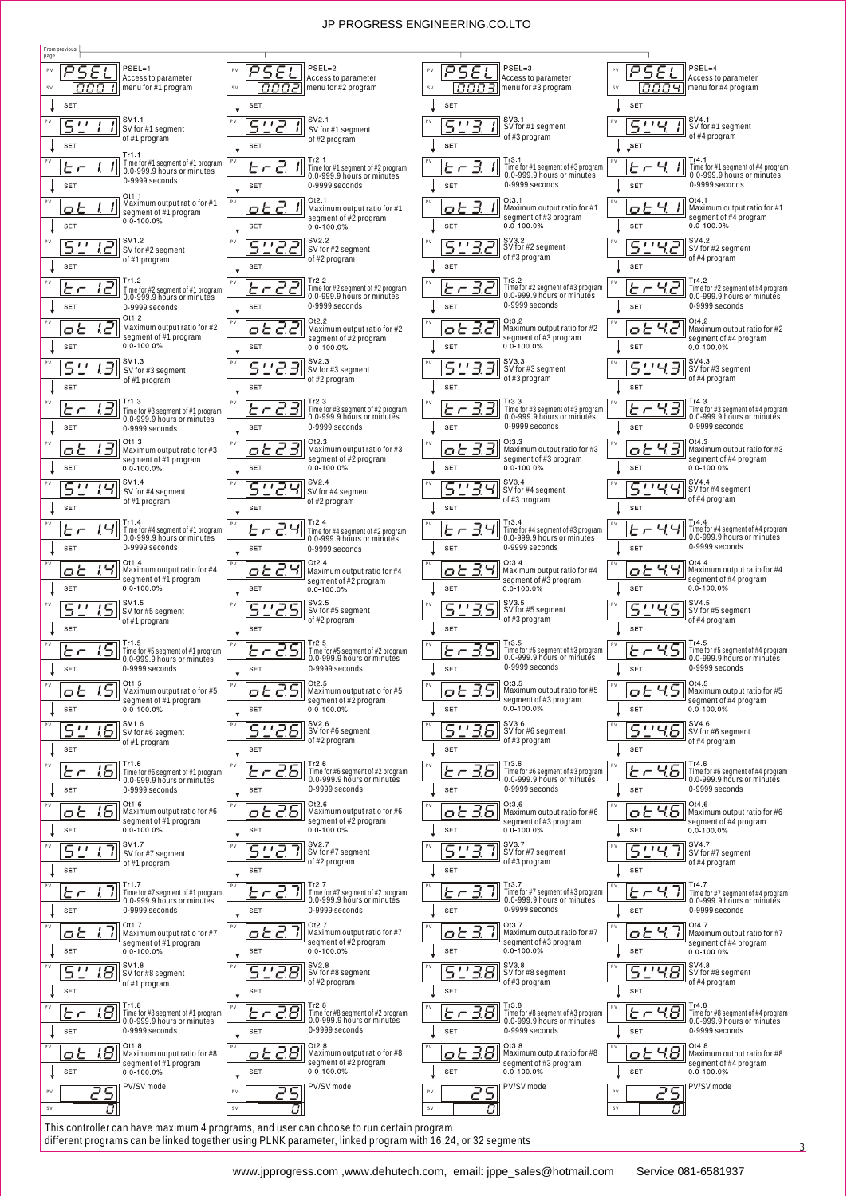From previous page

## PSEL=1

- **PSEL** / 0001 — PSEL=1 Access to parameter menu for #1 program
- SET ↓
- **SV1.1** SV for #1 segment of #1 program
- **Tr1.1** Time for #1 segment of #1 program 0.0-999.9 hours or minutes 0-9999 seconds
- **Ot1.1** Maximum output ratio for #1 segment of #1 program 0.0-100.0%
- **SV1.2** SV for #2 segment of #1 program
- **Tr1.2** Time for #2 segment of #1 program 0.0-999.9 hours or minutes 0-9999 seconds
- **Ot1.2** Maximum output ratio for #2 segment of #1 program 0.0-100.0%
- **SV1.3** SV for #3 segment of #1 program
- **Tr1.3** Time for #3 segment of #1 program 0.0-999.9 hours or minutes 0-9999 seconds
- **Ot1.3** Maximum output ratio for #3 segment of #1 program 0.0-100.0%
- **SV1.4** SV for #4 segment of #1 program
- **Tr1.4** Time for #4 segment of #1 program 0.0-999.9 hours or minutes 0-9999 seconds
- **Ot1.4** Maximum output ratio for #4 segment of #1 program 0.0-100.0%
- **SV1.5** SV for #5 segment of #1 program
- **Tr1.5** Time for #5 segment of #1 program 0.0-999.9 hours or minutes 0-9999 seconds
- **Ot1.5** Maximum output ratio for #5 segment of #1 program 0.0-100.0%
- **SV1.6** SV for #6 segment of #1 program
- **Tr1.6** Time for #6 segment of #1 program 0.0-999.9 hours or minutes 0-9999 seconds
- **Ot1.6** Maximum output ratio for #6 segment of #1 program 0.0-100.0%
- **SV1.7** SV for #7 segment of #1 program
- **Tr1.7** Time for #7 segment of #1 program 0.0-999.9 hours or minutes 0-9999 seconds
- **Ot1.7** Maximum output ratio for #7 segment of #1 program 0.0-100.0%
- **SV1.8** SV for #8 segment of #1 program
- **Tr1.8** Time for #8 segment of #1 program 0.0-999.9 hours or minutes 0-9999 seconds
- **Ot1.8** Maximum output ratio for #8 segment of #1 program 0.0-100.0%
- **25 / 0** PV/SV mode

(Each parameter is advanced with SET.)

## PSEL=2

- **PSEL** / 0002 — PSEL=2 Access to parameter menu for #2 program
- **SV2.1** SV for #1 segment of #2 program
- **Tr2.1** Time for #1 segment of #2 program 0.0-999.9 hours or minutes 0-9999 seconds
- **Ot2.1** Maximum output ratio for #1 segment of #2 program 0.0-100.0%
- **SV2.2** SV for #2 segment of #2 program
- **Tr2.2** Time for #2 segment of #2 program 0.0-999.9 hours or minutes 0-9999 seconds
- **Ot2.2** Maximum output ratio for #2 segment of #2 program 0.0-100.0%
- **SV2.3** SV for #3 segment of #2 program
- **Tr2.3** Time for #3 segment of #2 program 0.0-999.9 hours or minutes 0-9999 seconds
- **Ot2.3** Maximum output ratio for #3 segment of #2 program 0.0-100.0%
- **SV2.4** SV for #4 segment of #2 program
- **Tr2.4** Time for #4 segment of #2 program 0.0-999.9 hours or minutes 0-9999 seconds
- **Ot2.4** Maximum output ratio for #4 segment of #2 program 0.0-100.0%
- **SV2.5** SV for #5 segment of #2 program
- **Tr2.5** Time for #5 segment of #2 program 0.0-999.9 hours or minutes 0-9999 seconds
- **Ot2.5** Maximum output ratio for #5 segment of #2 program 0.0-100.0%
- **SV2.6** SV for #6 segment of #2 program
- **Tr2.6** Time for #6 segment of #2 program 0.0-999.9 hours or minutes 0-9999 seconds
- **Ot2.6** Maximum output ratio for #6 segment of #2 program 0.0-100.0%
- **SV2.7** SV for #7 segment of #2 program
- **Tr2.7** Time for #7 segment of #2 program 0.0-999.9 hours or minutes 0-9999 seconds
- **Ot2.7** Maximum output ratio for #7 segment of #2 program 0.0-100.0%
- **SV2.8** SV for #8 segment of #2 program
- **Tr2.8** Time for #8 segment of #2 program 0.0-999.9 hours or minutes 0-9999 seconds
- **Ot2.8** Maximum output ratio for #8 segment of #2 program 0.0-100.0%
- **25 / 0** PV/SV mode

## PSEL=3

- **PSEL** / 0003 — PSEL=3 Access to parameter menu for #3 program
- **SV3.1** SV for #1 segment of #3 program
- **Tr3.1** Time for #1 segment of #3 program 0.0-999.9 hours or minutes 0-9999 seconds
- **Ot3.1** Maximum output ratio for #1 segment of #3 program 0.0-100.0%
- **SV3.2** SV for #2 segment of #3 program
- **Tr3.2** Time for #2 segment of #3 program 0.0-999.9 hours or minutes 0-9999 seconds
- **Ot3.2** Maximum output ratio for #2 segment of #3 program 0.0-100.0%
- **SV3.3** SV for #3 segment of #3 program
- **Tr3.3** Time for #3 segment of #3 program 0.0-999.9 hours or minutes 0-9999 seconds
- **Ot3.3** Maximum output ratio for #3 segment of #3 program 0.0-100.0%
- **SV3.4** SV for #4 segment of #3 program
- **Tr3.4** Time for #4 segment of #3 program 0.0-999.9 hours or minutes 0-9999 seconds
- **Ot3.4** Maximum output ratio for #4 segment of #3 program 0.0-100.0%
- **SV3.5** SV for #5 segment of #3 program
- **Tr3.5** Time for #5 segment of #3 program 0.0-999.9 hours or minutes 0-9999 seconds
- **Ot3.5** Maximum output ratio for #5 segment of #3 program 0.0-100.0%
- **SV3.6** SV for #6 segment of #3 program
- **Tr3.6** Time for #6 segment of #3 program 0.0-999.9 hours or minutes 0-9999 seconds
- **Ot3.6** Maximum output ratio for #6 segment of #3 program 0.0-100.0%
- **SV3.7** SV for #7 segment of #3 program
- **Tr3.7** Time for #7 segment of #3 program 0.0-999.9 hours or minutes 0-9999 seconds
- **Ot3.7** Maximum output ratio for #7 segment of #3 program 0.0-100.0%
- **SV3.8** SV for #8 segment of #3 program
- **Tr3.8** Time for #8 segment of #3 program 0.0-999.9 hours or minutes 0-9999 seconds
- **Ot3.8** Maximum output ratio for #8 segment of #3 program 0.0-100.0%
- **25 / 0** PV/SV mode

## PSEL=4

- **PSEL** / 0004 — PSEL=4 Access to parameter menu for #4 program
- **SV4.1** SV for #1 segment of #4 program
- **Tr4.1** Time for #1 segment of #4 program 0.0-999.9 hours or minutes 0-9999 seconds
- **Ot4.1** Maximum output ratio for #1 segment of #4 program 0.0-100.0%
- **SV4.2** SV for #2 segment of #4 program
- **Tr4.2** Time for #2 segment of #4 program 0.0-999.9 hours or minutes 0-9999 seconds
- **Ot4.2** Maximum output ratio for #2 segment of #4 program 0.0-100.0%
- **SV4.3** SV for #3 segment of #4 program
- **Tr4.3** Time for #3 segment of #4 program 0.0-999.9 hours or minutes 0-9999 seconds
- **Ot4.3** Maximum output ratio for #3 segment of #4 program 0.0-100.0%
- **SV4.4** SV for #4 segment of #4 program
- **Tr4.4** Time for #4 segment of #4 program 0.0-999.9 hours or minutes 0-9999 seconds
- **Ot4.4** Maximum output ratio for #4 segment of #4 program 0.0-100.0%
- **SV4.5** SV for #5 segment of #4 program
- **Tr4.5** Time for #5 segment of #4 program 0.0-999.9 hours or minutes 0-9999 seconds
- **Ot4.5** Maximum output ratio for #5 segment of #4 program 0.0-100.0%
- **SV4.6** SV for #6 segment of #4 program
- **Tr4.6** Time for #6 segment of #4 program 0.0-999.9 hours or minutes 0-9999 seconds
- **Ot4.6** Maximum output ratio for #6 segment of #4 program 0.0-100.0%
- **SV4.7** SV for #7 segment of #4 program
- **Tr4.7** Time for #7 segment of #4 program 0.0-999.9 hours or minutes 0-9999 seconds
- **Ot4.7** Maximum output ratio for #7 segment of #4 program 0.0-100.0%
- **SV4.8** SV for #8 segment of #4 program
- **Tr4.8** Time for #8 segment of #4 program 0.0-999.9 hours or minutes 0-9999 seconds
- **Ot4.8** Maximum output ratio for #8 segment of #4 program 0.0-100.0%
- **25 / 0** PV/SV mode

This controller can have maximum 4 programs, and user can choose to run certain program
different programs can be linked together using PLNK parameter, linked program with 16,24, or 32 segments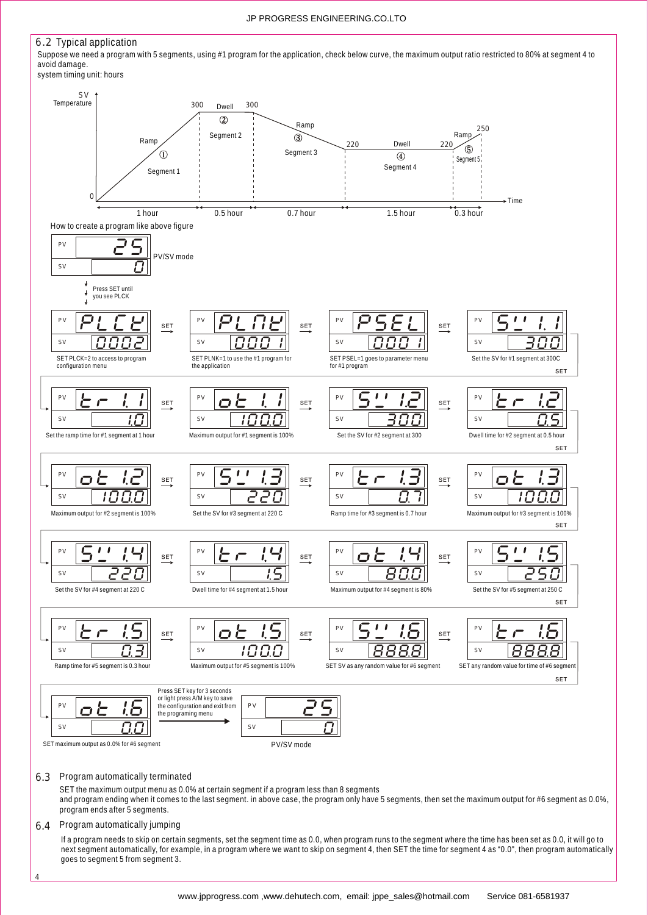## 6.2 Typical application

Suppose we need a program with 5 segments, using #1 program for the application, check below curve, the maximum output ratio restricted to 80% at segment 4 to avoid damage.
system timing unit: hours

SV Temperature

300 Dwell 300

② Segment 2

Ramp ① Segment 1

Ramp ③ Segment 3

220 Dwell 220

④ Segment 4

Ramp 250 ⑤ Segment 5

0

Time

1 hour 0.5 hour 0.7 hour 1.5 hour 0.3 hour

How to create a program like above figure

PV 25
SV 0
PV/SV mode

Press SET until you see PLCK

PV PLCK / SV 0002 — SET PLCK=2 to access to program configuration menu
SET →
PV PLNK / SV 0001 — SET PLNK=1 to use the #1 program for the application
SET →
PV PSEL / SV 0001 — SET PSEL=1 goes to parameter menu for #1 program
SET →
PV SV 1.1 / SV 300 — Set the SV for #1 segment at 300C
SET

PV tr 1.1 / SV 1.0 — Set the ramp time for #1 segment at 1 hour
SET →
PV ot 1.1 / SV 100.0 — Maximum output for #1 segment is 100%
SET →
PV SV 1.2 / SV 300 — Set the SV for #2 segment at 300
SET →
PV tr 1.2 / SV 0.5 — Dwell time for #2 segment at 0.5 hour
SET

PV ot 1.2 / SV 100.0 — Maximum output for #2 segment is 100%
SET →
PV SV 1.3 / SV 220 — Set the SV for #3 segment at 220 C
SET →
PV tr 1.3 / SV 0.7 — Ramp time for #3 segment is 0.7 hour
SET →
PV ot 1.3 / SV 100.0 — Maximum output for #3 segment is 100%
SET

PV SV 1.4 / SV 220 — Set the SV for #4 segment at 220 C
SET →
PV tr 1.4 / SV 1.5 — Dwell time for #4 segment at 1.5 hour
SET →
PV ot 1.4 / SV 80.0 — Maximum output for #4 segment is 80%
SET →
PV SV 1.5 / SV 250 — Set the SV for #5 segment at 250 C
SET

PV tr 1.5 / SV 0.3 — Ramp time for #5 segment is 0.3 hour
SET →
PV ot 1.5 / SV 100.0 — Maximum output for #5 segment is 100%
SET →
PV SV 1.6 / SV 8888 — SET SV as any random value for #6 segment
SET →
PV tr 1.6 / SV 8888 — SET any random value for time of #6 segment
SET

PV ot 1.6 / SV 0.0 — SET maximum output as 0.0% for #6 segment

Press SET key for 3 seconds or light press A/M key to save the configuration and exit from the programing menu →

PV 25 / SV 0 — PV/SV mode

## 6.3 Program automatically terminated

SET the maximum output menu as 0.0% at certain segment if a program less than 8 segments and program ending when it comes to the last segment. in above case, the program only have 5 segments, then set the maximum output for #6 segment as 0.0%, program ends after 5 segments.

## 6.4 Program automatically jumping

If a program needs to skip on certain segments, set the segment time as 0.0, when program runs to the segment where the time has been set as 0.0, it will go to next segment automatically, for example, in a program where we want to skip on segment 4, then SET the time for segment 4 as "0.0", then program automatically goes to segment 5 from segment 3.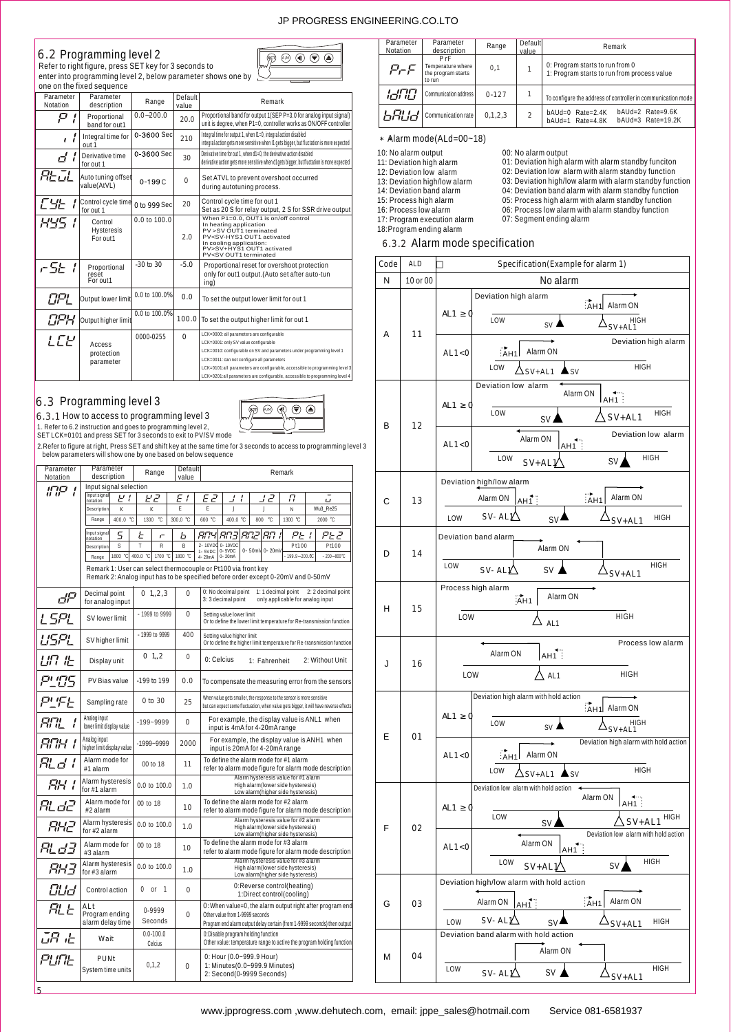## 6.2 Programming level 2

Refer to right figure, press SET key for 3 seconds to enter into programming level 2, below parameter shows one by one on the fixed sequence

| Parameter Notation | Parameter description | Range | Default value | Remark |
|---|---|---|---|---|
| P1 | Proportional band for out1 | 0.0~200.0 | 20.0 | Proportional band for output 1(SEP P=3.0 for analog input signal) unit is degree, when P1=0, controller works as ON/OFF controller |
| i1 | Integral time for out 1 | 0-3600 Sec | 210 | Integral time for output 1, when I1=0, integral action disabled integral action gets more sensitive when I1 gets bigger, but fluctuation is more expected |
| d1 | Derivative time for out 1 | 0-3600 Sec | 30 | Derivative time for out 1, when d1=0, the derivative action disabled derivative action gets more sensitive when d1 gets bigger, but fluctuation is more expected |
| ATVL | Auto tuning offset value(AtVL) | 0-199C | 0 | Set ATVL to prevent overshoot occurred during autotuning process. |
| CYT1 | Control cycle time for out 1 | 0 to 999 Sec | 20 | Control cycle time for out 1 Set as 20 S for relay output, 2 S for SSR drive output |
| HYS1 | Control Hysteresis For out1 | 0.0 to 100.0 | 2.0 | When P1=0.0, OUT1 is on/off control In heating application PV>SV OUT1 terminated PV<SV-HYS1 OUT1 activated In cooling application: PV>SV+HYS1 OUT1 activated PV<SV OUT1 terminated |
| rST1 | Proportional reset For out1 | -30 to 30 | -5.0 | Proportional reset for overshoot protection only for out1 output.(Auto set after auto-tuning) |
| OPL | Output lower limit | 0.0 to 100.0% | 0.0 | To set the output lower limit for out 1 |
| OPH | Output higher limit | 0.0 to 100.0% | 100.0 | To set the output higher limit for out 1 |
| LCK | Access protection parameter | 0000-0255 | 0 | LCK=0000: all parameters are configurable<br>LCK=0001: only SV value configurable<br>LCK=0010: configurable on SV and parameters under programming level 1<br>LCK=0011: can not configure all parameters<br>LCK=0101:all parameters are configurable, accessible to programming level 3<br>LCK=0201:all parameters are configurable, accessible to programming level 4 |

## 6.3 Programming level 3

### 6.3.1 How to access to programming level 3

1. Refer to 6.2 instruction and goes to programming level 2, SET LCK=0101 and press SET for 3 seconds to exit to PV/SV mode

2. Refer to figure at right, Press SET and shift key at the same time for 3 seconds to access to programming level 3 below parameters will show one by one based on below sequence

| Parameter Notation | Parameter description | Range | Default value | Remark |
|---|---|---|---|---|
| INP1 | Input signal selection | | | Input signal notation: K1, K2, E1, E2, J1, J2, N, U; Description: K, K, E, E, J, J, N, Wu3_Re25; Range: 400.0 ℃, 1300 ℃, 300.0 ℃, 600 ℃, 400.0 ℃, 800 ℃, 1300 ℃, 2000 ℃<br>Input signal notation: S, T, r, b, AN4, AN3, AN2, AN1, Pt1, Pt2; Description: S, T, R, B, 2-10VDC 1-5VDC 4-20mA, 0-10VDC 0-5VDC 0-20mA, 0-50mV, 0-20mV, Pt100, Pt100; Range: 1600 ℃, 400.0 ℃, 1700 ℃, 1800 ℃, -199.9~200.0℃, -200~800℃<br>Remark 1: User can select thermocouple or Pt100 via front key<br>Remark 2: Analog input has to be specified before order except 0-20mV and 0-50mV |
| dP | Decimal point for analog input | 0 1,,2,3 | 0 | 0: No decimal point 1: 1 decimal point 2: 2 decimal point 3: 3 decimal point only applicable for analog input |
| LSPL | SV lower limit | -1999 to 9999 | 0 | Setting value lower limit Or to define the lower limit temperature for Re-transmission function |
| USPL | SV higher limit | -1999 to 9999 | 400 | Setting value higher limit Or to define the higher limit temperature for Re-transmission function |
| UNIT | Display unit | 0 1,,2 | 0 | 0: Celcius 1: Fahrenheit 2: Without Unit |
| PVOS | PV Bias value | -199 to 199 | 0.0 | To compensate the measuring error from the sensors |
| PVFT | Sampling rate | 0 to 30 | 25 | When value smaller, the response to the sensor is more sensitive but can expect some fluctuation, when value gets bigger, it will have reverse effects |
| ANL1 | Analog input lower limit display value | -199~9999 | 0 | For example, the display value is ANL1 when input is 4mA for 4-20mA range |
| ANH1 | Analog input higher limit display value | -1999~9999 | 2000 | For example, the display value is ANH1 when input is 20mA for 4-20mA range |
| ALd1 | Alarm mode for #1 alarm | 00 to 18 | 11 | To define the alarm mode for #1 alarm refer to alarm mode figure for alarm mode description |
| AH1 | Alarm hysteresis for #1 alarm | 0.0 to 100.0 | 1.0 | Alarm hysteresis value for #1 alarm High alarm(lower side hysteresis) Low alarm(higher side hysteresis) |
| ALd2 | Alarm mode for #2 alarm | 00 to 18 | 10 | To define the alarm mode for #2 alarm refer to alarm mode figure for alarm mode description |
| AH2 | Alarm hysteresis for #2 alarm | 0.0 to 100.0 | 1.0 | Alarm hysteresis value for #2 alarm High alarm(lower side hysteresis) Low alarm(higher side hysteresis) |
| ALd3 | Alarm mode for #3 alarm | 00 to 18 | 10 | To define the alarm mode for #3 alarm refer to alarm mode figure for alarm mode description |
| AH3 | Alarm hysteresis for #3 alarm | 0.0 to 100.0 | 1.0 | Alarm hysteresis value for #3 alarm High alarm(lower side hysteresis) Low alarm(higher side hysteresis) |
| OUd | Control action | 0 or 1 | 0 | 0:Reverse control(heating) 1:Direct control(cooling) |
| ALT | ALt Program ending alarm delay time | 0-9999 Seconds | 0 | 0:When value=0, the alarm output right after program end Other value from 1-9999 seconds Program end alarm output delay certain (from 1-9999 seconds) then output |
| WAIT | Wait | 0.0-100.0 Celcius | | 0:Disable program holding function Other value: temperature range to active the program holding function |
| PUNT | PUNt System time units | 0,1,2 | 0 | 0: Hour (0.0~999.9 Hour) 1: Minutes(0.0~999.9 Minutes) 2: Second(0-9999 Seconds) |

| Parameter Notation | Parameter description | Range | Default value | Remark |
|---|---|---|---|---|
| P-F | PrF Temperature where the program starts to run | 0,1 | 1 | 0: Program starts to run from 0 1: Program starts to run from process value |
| IDNO | Communication address | 0-127 | 1 | To configure the address of controller in communication mode |
| BAUD | Communication rate | 0,1,2,3 | 2 | bAUd=0 Rate=2.4K bAUd=2 Rate=9.6K bAUd=1 Rate=4.8K bAUd=3 Rate=19.2K |

* Alarm mode(ALd=00~18)

- 10: No alarm output
- 11: Deviation high alarm
- 12: Deviation low alarm
- 13: Deviation high/low alarm
- 14: Deviation band alarm
- 15: Process high alarm
- 16: Process low alarm
- 17: Program execution alarm
- 18:Program ending alarm

- 00: No alarm output
- 01: Deviation high alarm with alarm standby funciton
- 02: Deviation low alarm with alarm standby function
- 03: Deviation high/low alarm with alarm standby function
- 04: Deviation band alarm with alarm standby function
- 05: Process high alarm with alarm standby function
- 06: Process low alarm with alarm standby function
- 07: Segment ending alarm

### 6.3.2 Alarm mode specification

| Code | ALD | Specification(Example for alarm 1) |
|---|---|---|
| N | 10 or 00 | No alarm |
| A | 11 | Deviation high alarm. AL1 ≥ 0: Alarm ON above SV+AL1 (AH1). AL1<0: Alarm ON above SV+AL1 (AH1) |
| B | 12 | Deviation low alarm. AL1 ≥ 0: Alarm ON below SV+AL1 (AH1). AL1<0: Alarm ON below SV+AL1 (AH1) |
| C | 13 | Deviation high/low alarm. Alarm ON below SV-AL1 and above SV+AL1 (AH1) |
| D | 14 | Deviation band alarm. Alarm ON between SV-AL1 and SV+AL1 |
| H | 15 | Process high alarm. Alarm ON above AL1 (AH1) |
| J | 16 | Process low alarm. Alarm ON below AL1 (AH1) |
| E | 01 | Deviation high alarm with hold action. AL1 ≥ 0 / AL1<0: Alarm ON above SV+AL1 (AH1) |
| F | 02 | Deviation low alarm with hold action. AL1 ≥ 0 / AL1<0: Alarm ON below SV+AL1 (AH1) |
| G | 03 | Deviation high/low alarm with hold action. Alarm ON below SV-AL1 and above SV+AL1 (AH1) |
| M | 04 | Deviation band alarm with hold action. Alarm ON between SV-AL1 and SV+AL1 |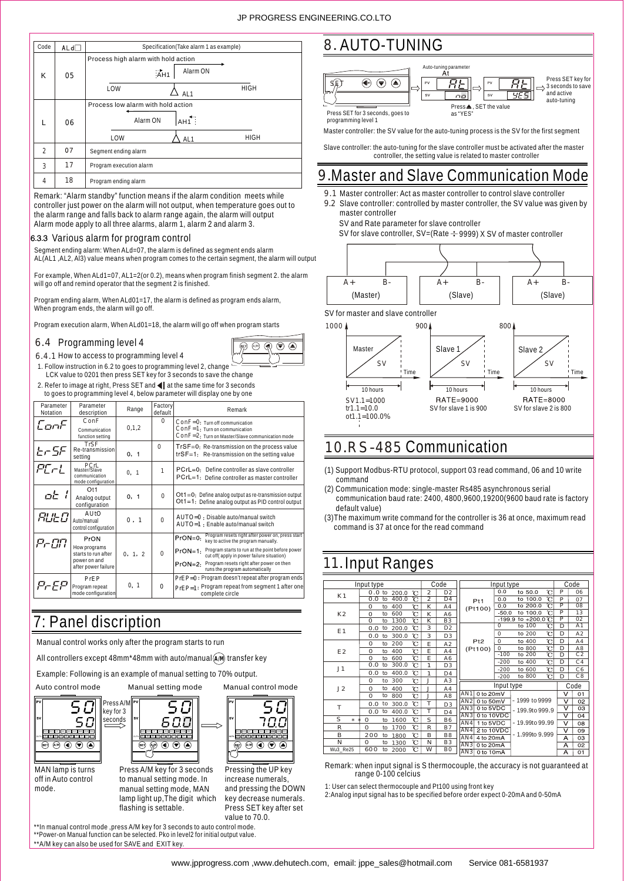| Code | ALd□ | Specification(Take alarm 1 as example) |
|---|---|---|
| K | 05 | Process high alarm with hold action<br>AH1 Alarm ON<br>LOW AL1 HIGH |
| L | 06 | Process low alarm with hold action<br>Alarm ON AH1<br>LOW AL1 HIGH |
| 2 | 07 | Segment ending alarm |
| 3 | 17 | Program execution alarm |
| 4 | 18 | Program ending alarm |

Remark: "Alarm standby" function means if the alarm condition meets while controller just power on the alarm will not output, when temperature goes out to the alarm range and falls back to alarm range again, the alarm will output
Alarm mode apply to all three alarms, alarm 1, alarm 2 and alarm 3.

### 6.3.3 Various alarm for program control

Segment ending alarm: When ALd=07, the alarm is defined as segment ends alarm
AL(AL1 ,AL2, Al3) value means when program comes to the certain segment, the alarm will output

For example, When ALd1=07, AL1=2(or 0.2), means when program finish segment 2. the alarm will go off and remind operator that the segment 2 is finished.

Program ending alarm, When ALd01=17, the alarm is defined as program ends alarm,
When program ends, the alarm will go off.

Program execution alarm, When ALd01=18, the alarm will go off when program starts

## 6.4 Programming level 4

### 6.4.1 How to access to programming level 4

1. Follow instruction in 6.2 to goes to programming level 2, change LCK value to 0201 then press SET key for 3 seconds to save the change
2. Refer to image at right, Press SET and ◀ at the same time for 3 seconds to goes to programming level 4, below parameter will display one by one

| Parameter Notation | Parameter description | Range | Factory default | Remark |
|---|---|---|---|---|
| ConF | ConF Communication function setting | 0,1,2 | 0 | ConF=0: Turn off communication<br>ConF=1: Turn on communication<br>ConF=2: Turn on Master/Slave communication mode |
| trSF | TrSF Re-transmission setting | 0, 1 | 0 | TrSF=0: Re-transmission on the process value<br>trSF=1: Re-transmission on the setting value |
| PCrL | PCrL Master/Slave communication mode configuration | 0, 1 | 1 | PCrL=0: Define controller as slave controller<br>PCrL=1: Define controller as master controller |
| ot1 | Ot1 Analog output configuration | 0, 1 | 0 | Ot1=0: Define analog output as re-transmission output<br>Ot1=1: Define analog output as PID control output |
| AUtO | AUtO Auto/manual control configuration | 0 , 1 | 0 | AUTO=0 : Disable auto/manual switch<br>AUTO=1 : Enable auto/manual switch |
| P-On | PrON How programs starts to run after power on and after power failure | 0, 1, 2 | 0 | PrON=0: Program resets right after power on, press start key to active the program manually.<br>PrON=1: Program starts to run at the point before power cut off( apply in power failure situation)<br>PrON=2: Program resets right after power on then runs the program automatically |
| PrEP | PrEP Program repeat mode configuration | 0, 1 | 0 | PrEP=0 : Program doesn't repeat after program ends<br>PrEP=1: Program repeat from segment 1 after one complete circle |

# 7: Panel discription

Manual control works only after the program starts to run

All controllers except 48mm*48mm with auto/manual (A/M) transfer key

Example: Following is an example of manual setting to 70% output.

Auto control mode — Manual setting mode — Manual control mode

Press A/M key for 3 seconds

MAN lamp is turns off in Auto control mode.

Press A/M key for 3 seconds to manual setting mode. In manual setting mode, MAN lamp light up,The digit which flashing is settable.

Pressing the UP key increase numerals, and pressing the DOWN key decrease numerals. Press SET key after set value to 70.0.

**In manual control mode ,press A/M key for 3 seconds to auto control mode.
**Power-on Manual function can be selected. Pko in level2 for initial output value.
**A/M key can also be used for SAVE and EXIT key.

# 8. AUTO-TUNING

Auto-tuning parameter At

Press SET for 3 seconds, goes to programming level 1

Press ▲, SET the value as "YES"

Press SET key for 3 seconds to save and active auto-tuning

Master controller: the SV value for the auto-tuning process is the SV for the first segment

Slave controller: the auto-tuning for the slave controller must be activated after the master controller, the setting value is related to master controller

# 9.Master and Slave Communication Mode

9.1 Master controller: Act as master controller to control slave controller
9.2 Slave controller: controlled by master controller, the SV value was given by master controller
SV and Rate parameter for slave controller
SV for slave controller, SV=(Rate ÷ 9999) X SV of master controller

A+ B- (Master) A+ B- (Slave) A+ B- (Slave)

SV for master and slave controller

1000 Master SV Time 10 hours
900 Slave 1 SV Time 10 hours
800 Slave 2 SV Time 10 hours

SV1.1=1000
tr1.1=10.0
ot1.1=100.0%

RATE=9000
SV for slave 1 is 900

RATE=8000
SV for slave 2 is 800

# 10.RS-485 Communication

(1) Support Modbus-RTU protocol, support 03 read command, 06 and 10 write command
(2) Communication mode: single-master Rs485 asynchronous serial communication baud rate: 2400, 4800,9600,19200(9600 baud rate is factory default value)
(3)The maximum write command for the controller is 36 at once, maximum read command is 37 at once for the read command

# 11.Input Ranges

| Input type | | Code | |
|---|---|---|---|
| K1 | 0.0 to 200.0 ℃ | 2 | D2 |
| | 0.0 to 400.0 ℃ | 2 | D4 |
| K2 | 0 to 400 ℃ | K | A4 |
| | 0 to 600 ℃ | K | A6 |
| | 0 to 1300 ℃ | K | B3 |
| E1 | 0.0 to 200.0 ℃ | 3 | D2 |
| | 0.0 to 300.0 ℃ | 3 | D3 |
| E2 | 0 to 200 ℃ | E | A2 |
| | 0 to 400 ℃ | E | A4 |
| | 0 to 600 ℃ | E | A6 |
| J1 | 0.0 to 300.0 ℃ | 1 | D3 |
| | 0.0 to 400.0 ℃ | 1 | D4 |
| J2 | 0 to 300 ℃ | J | A3 |
| | 0 to 400 ℃ | J | A4 |
| | 0 to 800 ℃ | J | A8 |
| T | 0.0 to 300.0 ℃ | T | D3 |
| | 0.0 to 400.0 ℃ | T | D4 |
| S ** | 0 to 1600 ℃ | S | B6 |
| R | 0 to 1700 ℃ | R | B7 |
| B | 200 to 1800 ℃ | B | B8 |
| N | 0 to 1300 ℃ | N | B3 |
| Wu3_Re25 | 600 to 2000 ℃ | W | B0 |

| Input type | | Code | |
|---|---|---|---|
| Pt1 (Pt100) | 0.0 to 50.0 ℃ | P | 06 |
| | 0.0 to 100.0 ℃ | P | 07 |
| | 0.0 to 200.0 ℃ | P | 08 |
| | -50.0 to 100.0 ℃ | P | 13 |
| | -199.9 to +200.0 ℃ | P | 02 |
| Pt2 (Pt100) | 0 to 100 ℃ | D | A1 |
| | 0 to 200 ℃ | D | A2 |
| | 0 to 400 ℃ | D | A4 |
| | 0 to 800 ℃ | D | A8 |
| | -100 to 200 ℃ | D | C2 |
| | -200 to 400 ℃ | D | C4 |
| | -200 to 600 ℃ | D | C6 |
| | -200 to 800 ℃ | D | C8 |

| Input type | | Code | |
|---|---|---|---|
| AN1 0 to 20mV | - 1999 to 9999 | V | 01 |
| AN2 0 to 50mV | | V | 02 |
| AN3 0 to 5VDC | - 199.9 to 999.9 | V | 03 |
| AN3 0 to 10VDC | | V | 04 |
| AN4 1 to 5VDC | - 19.99 to 99.99 | V | 08 |
| AN4 2 to 10VDC | | V | 09 |
| AN4 4 to 20mA | - 1.999 to 9.999 | A | 03 |
| AN3 0 to 20mA | | A | 02 |
| AN3 0 to 10mA | | A | 01 |

Remark: when input signal is S thermocouple, the accuracy is not guaranteed at range 0-100 celcius

1: User can select thermocouple and Pt100 using front key
2:Analog input signal has to be specified before order expect 0-20mA and 0-50mA